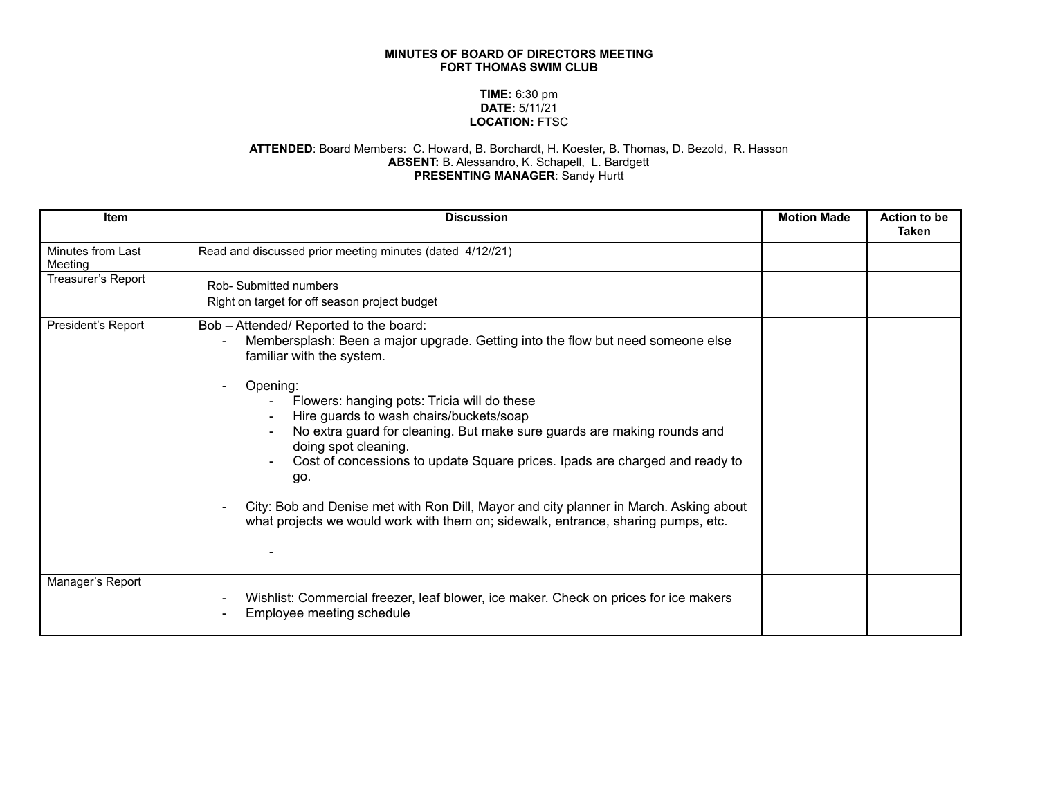**MINUTES OF BOARD OF DIRECTORS MEETING**
**FORT THOMAS SWIM CLUB**

**TIME:** 6:30 pm
**DATE:** 5/11/21
**LOCATION:** FTSC

**ATTENDED**: Board Members: C. Howard, B. Borchardt, H. Koester, B. Thomas, D. Bezold, R. Hasson
**ABSENT:** B. Alessandro, K. Schapell, L. Bardgett
**PRESENTING MANAGER**: Sandy Hurtt

| Item | Discussion | Motion Made | Action to be Taken |
|---|---|---|---|
| Minutes from Last Meeting | Read and discussed prior meeting minutes (dated 4/12//21) | | |
| Treasurer's Report | Rob- Submitted numbers<br>Right on target for off season project budget | | |
| President's Report | Bob – Attended/ Reported to the board:<br>- Membersplash: Been a major upgrade. Getting into the flow but need someone else familiar with the system.<br>- Opening:<br>&nbsp;&nbsp;&nbsp;&nbsp;- Flowers: hanging pots: Tricia will do these<br>&nbsp;&nbsp;&nbsp;&nbsp;- Hire guards to wash chairs/buckets/soap<br>&nbsp;&nbsp;&nbsp;&nbsp;- No extra guard for cleaning. But make sure guards are making rounds and doing spot cleaning.<br>&nbsp;&nbsp;&nbsp;&nbsp;- Cost of concessions to update Square prices. Ipads are charged and ready to go.<br>- City: Bob and Denise met with Ron Dill, Mayor and city planner in March. Asking about what projects we would work with them on; sidewalk, entrance, sharing pumps, etc.<br>&nbsp;&nbsp;&nbsp;&nbsp;- | | |
| Manager's Report | - Wishlist: Commercial freezer, leaf blower, ice maker. Check on prices for ice makers<br>- Employee meeting schedule | | |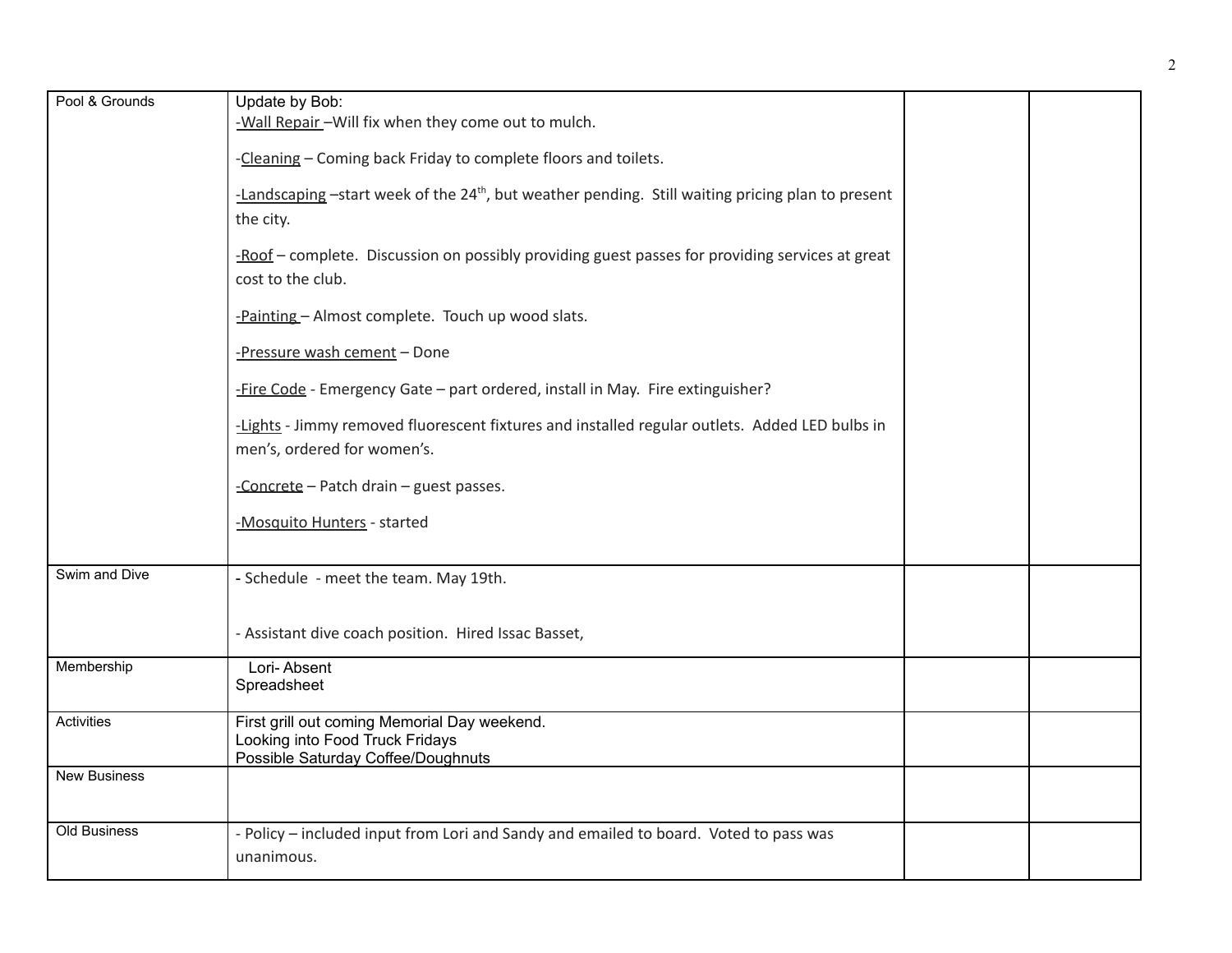| | | | |
|---|---|---|---|
| Pool & Grounds | Update by Bob:<br>-Wall Repair –Will fix when they come out to mulch.<br><br>-Cleaning – Coming back Friday to complete floors and toilets.<br><br>-Landscaping –start week of the 24th, but weather pending. Still waiting pricing plan to present the city.<br><br>-Roof – complete. Discussion on possibly providing guest passes for providing services at great cost to the club.<br><br>-Painting – Almost complete. Touch up wood slats.<br><br>-Pressure wash cement – Done<br><br>-Fire Code - Emergency Gate – part ordered, install in May. Fire extinguisher?<br><br>-Lights - Jimmy removed fluorescent fixtures and installed regular outlets. Added LED bulbs in men's, ordered for women's.<br><br>-Concrete – Patch drain – guest passes.<br><br>-Mosquito Hunters - started | | |
| Swim and Dive | - Schedule - meet the team. May 19th.<br><br>- Assistant dive coach position. Hired Issac Basset, | | |
| Membership | Lori- Absent<br>Spreadsheet | | |
| Activities | First grill out coming Memorial Day weekend.<br>Looking into Food Truck Fridays<br>Possible Saturday Coffee/Doughnuts | | |
| New Business | | | |
| Old Business | - Policy – included input from Lori and Sandy and emailed to board. Voted to pass was unanimous. | | |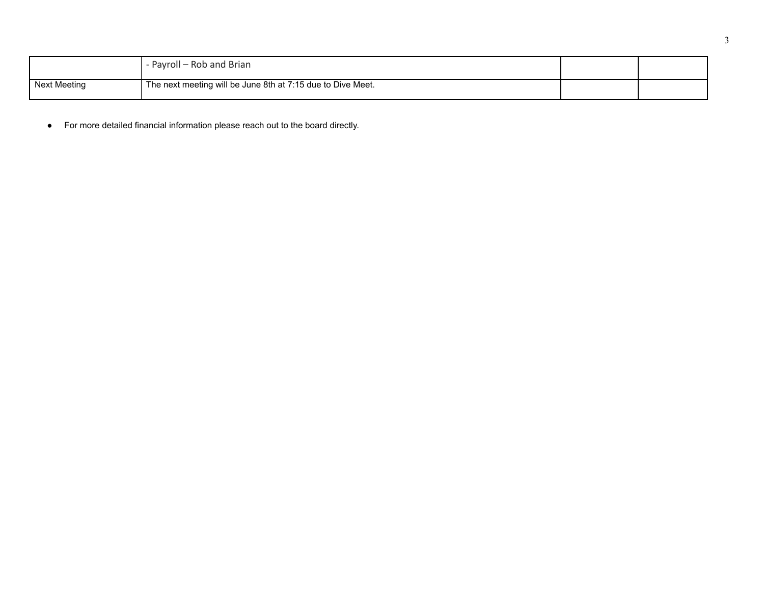| | | | |
|---|---|---|---|
| | - Payroll – Rob and Brian | | |
| Next Meeting | The next meeting will be June 8th at 7:15 due to Dive Meet. | | |

- For more detailed financial information please reach out to the board directly.